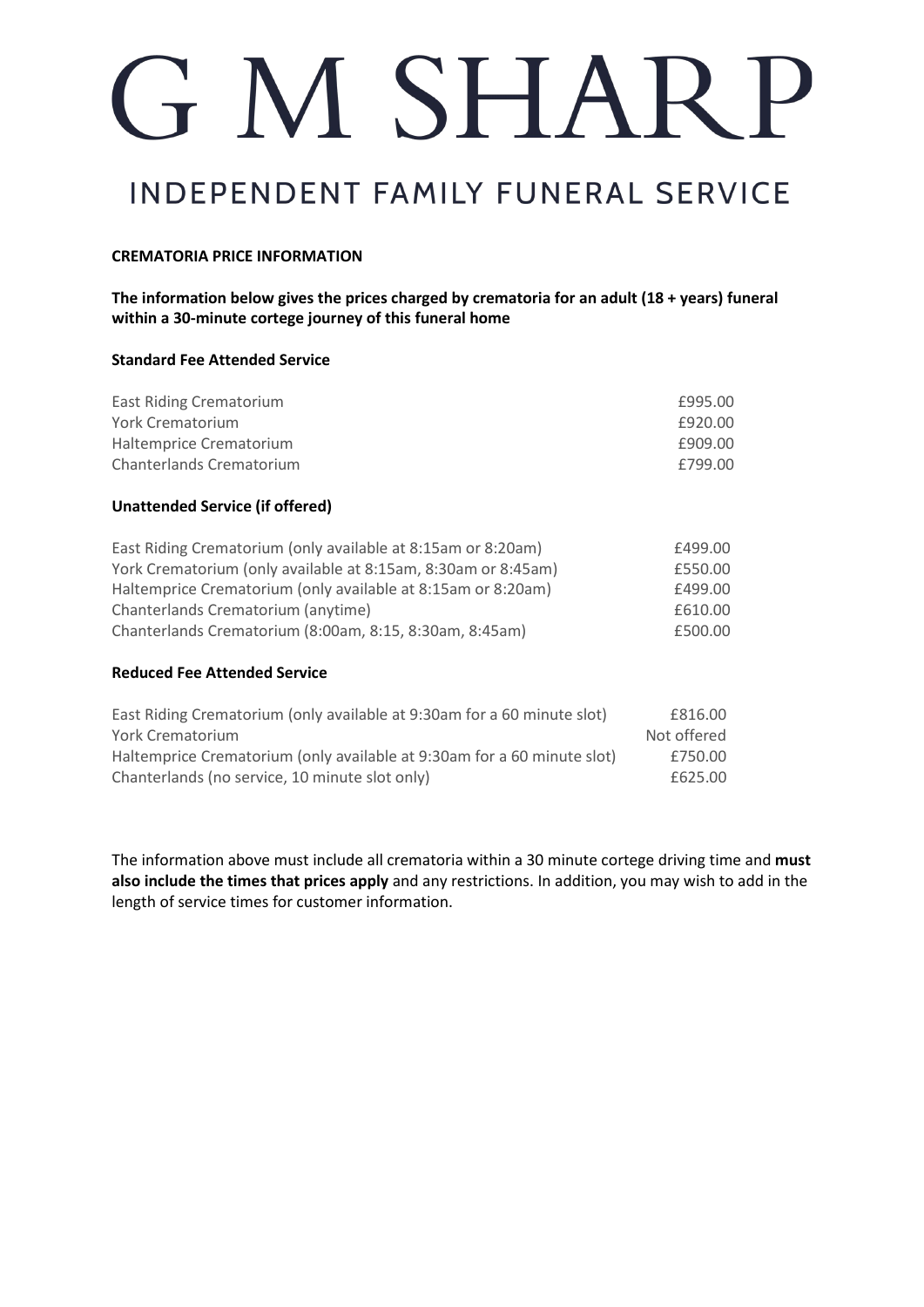# G M SHARP

## INDEPENDENT FAMILY FUNERAL SERVICE

**CREMATORIA PRICE INFORMATION**

**The information below gives the prices charged by crematoria for an adult (18 + years) funeral within a 30-minute cortege journey of this funeral home**

**Standard Fee Attended Service**

| | |
|---|---|
| East Riding Crematorium | £995.00 |
| York Crematorium | £920.00 |
| Haltemprice Crematorium | £909.00 |
| Chanterlands Crematorium | £799.00 |

**Unattended Service (if offered)**

| | |
|---|---|
| East Riding Crematorium (only available at 8:15am or 8:20am) | £499.00 |
| York Crematorium (only available at 8:15am, 8:30am or 8:45am) | £550.00 |
| Haltemprice Crematorium (only available at 8:15am or 8:20am) | £499.00 |
| Chanterlands Crematorium (anytime) | £610.00 |
| Chanterlands Crematorium (8:00am, 8:15, 8:30am, 8:45am) | £500.00 |

**Reduced Fee Attended Service**

| | |
|---|---|
| East Riding Crematorium (only available at 9:30am for a 60 minute slot) | £816.00 |
| York Crematorium | Not offered |
| Haltemprice Crematorium (only available at 9:30am for a 60 minute slot) | £750.00 |
| Chanterlands (no service, 10 minute slot only) | £625.00 |

The information above must include all crematoria within a 30 minute cortege driving time and **must also include the times that prices apply** and any restrictions. In addition, you may wish to add in the length of service times for customer information.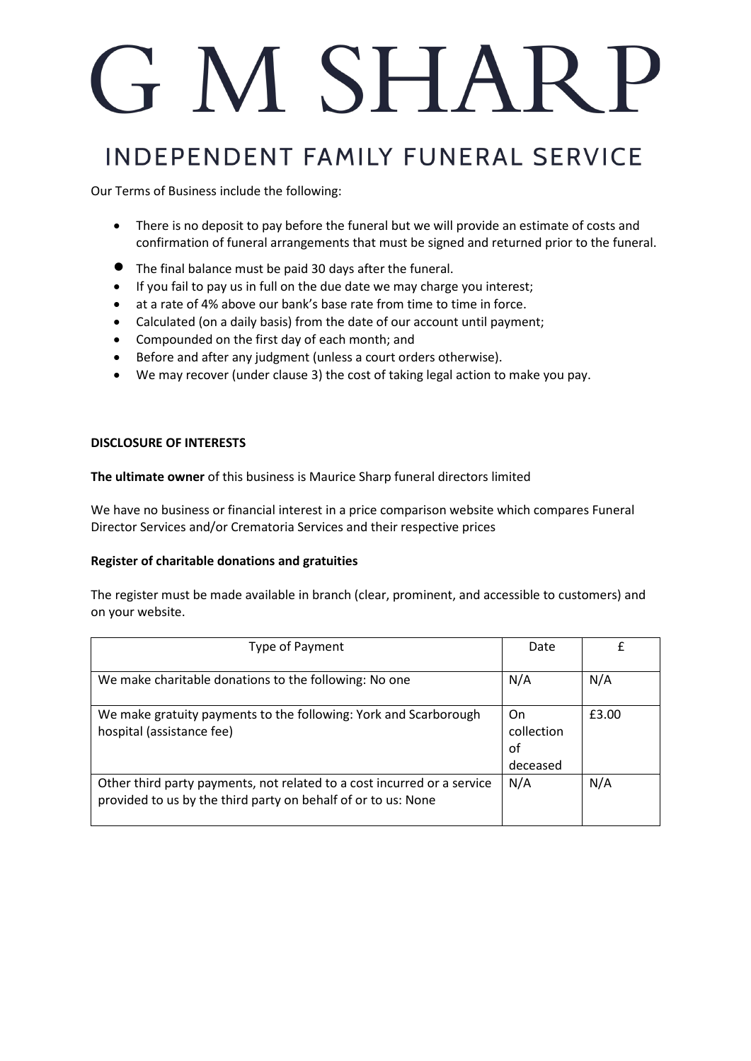# G M SHARP

## INDEPENDENT FAMILY FUNERAL SERVICE

Our Terms of Business include the following:

- There is no deposit to pay before the funeral but we will provide an estimate of costs and confirmation of funeral arrangements that must be signed and returned prior to the funeral.
- The final balance must be paid 30 days after the funeral.
- If you fail to pay us in full on the due date we may charge you interest;
- at a rate of 4% above our bank's base rate from time to time in force.
- Calculated (on a daily basis) from the date of our account until payment;
- Compounded on the first day of each month; and
- Before and after any judgment (unless a court orders otherwise).
- We may recover (under clause 3) the cost of taking legal action to make you pay.

**DISCLOSURE OF INTERESTS**

**The ultimate owner** of this business is Maurice Sharp funeral directors limited

We have no business or financial interest in a price comparison website which compares Funeral Director Services and/or Crematoria Services and their respective prices

**Register of charitable donations and gratuities**

The register must be made available in branch (clear, prominent, and accessible to customers) and on your website.

| Type of Payment | Date | £ |
|---|---|---|
| We make charitable donations to the following: No one | N/A | N/A |
| We make gratuity payments to the following: York and Scarborough hospital (assistance fee) | On collection of deceased | £3.00 |
| Other third party payments, not related to a cost incurred or a service provided to us by the third party on behalf of or to us: None | N/A | N/A |